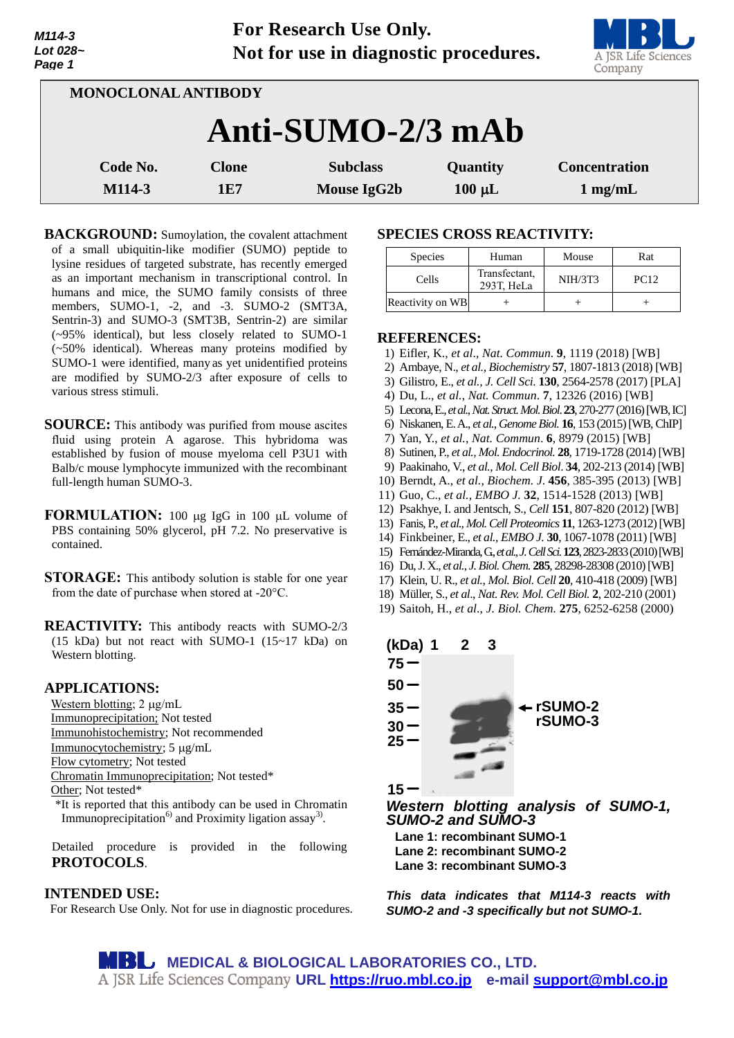For Research Use Only.
Not for use in diagnostic procedures.

MONOCLONAL ANTIBODY

# Anti-SUMO-2/3 mAb

| Code No. | Clone | Subclass | Quantity | Concentration |
|---|---|---|---|---|
| M114-3 | 1E7 | Mouse IgG2b | 100 µL | 1 mg/mL |

**BACKGROUND:** Sumoylation, the covalent attachment of a small ubiquitin-like modifier (SUMO) peptide to lysine residues of targeted substrate, has recently emerged as an important mechanism in transcriptional control. In humans and mice, the SUMO family consists of three members, SUMO-1, -2, and -3. SUMO-2 (SMT3A, Sentrin-3) and SUMO-3 (SMT3B, Sentrin-2) are similar (~95% identical), but less closely related to SUMO-1 (~50% identical). Whereas many proteins modified by SUMO-1 were identified, many as yet unidentified proteins are modified by SUMO-2/3 after exposure of cells to various stress stimuli.

**SOURCE:** This antibody was purified from mouse ascites fluid using protein A agarose. This hybridoma was established by fusion of mouse myeloma cell P3U1 with Balb/c mouse lymphocyte immunized with the recombinant full-length human SUMO-3.

**FORMULATION:** 100 µg IgG in 100 µL volume of PBS containing 50% glycerol, pH 7.2. No preservative is contained.

**STORAGE:** This antibody solution is stable for one year from the date of purchase when stored at -20°C.

**REACTIVITY:** This antibody reacts with SUMO-2/3 (15 kDa) but not react with SUMO-1 (15~17 kDa) on Western blotting.

**APPLICATIONS:**

Western blotting; 2 µg/mL
Immunoprecipitation; Not tested
Immunohistochemistry; Not recommended
Immunocytochemistry; 5 µg/mL
Flow cytometry; Not tested
Chromatin Immunoprecipitation; Not tested*
Other; Not tested*
*It is reported that this antibody can be used in Chromatin Immunoprecipitation[6] and Proximity ligation assay[3].

Detailed procedure is provided in the following **PROTOCOLS**.

**INTENDED USE:**
For Research Use Only. Not for use in diagnostic procedures.

**SPECIES CROSS REACTIVITY:**

| Species | Human | Mouse | Rat |
|---|---|---|---|
| Cells | Transfectant, 293T, HeLa | NIH/3T3 | PC12 |
| Reactivity on WB | + | + | + |

**REFERENCES:**

1) Eifler, K., *et al.*, *Nat. Commun.* **9**, 1119 (2018) [WB]
2) Ambaye, N., *et al.*, *Biochemistry* **57**, 1807-1813 (2018) [WB]
3) Gilistro, E., *et al.*, *J. Cell Sci.* **130**, 2564-2578 (2017) [PLA]
4) Du, L., *et al.*, *Nat. Commun.* **7**, 12326 (2016) [WB]
5) Lecona, E., *et al.*, *Nat. Struct. Mol. Biol.* **23**, 270-277 (2016) [WB, IC]
6) Niskanen, E. A., *et al.*, *Genome Biol.* **16**, 153 (2015) [WB, ChIP]
7) Yan, Y., *et al.*, *Nat. Commun.* **6**, 8979 (2015) [WB]
8) Sutinen, P., *et al.*, *Mol. Endocrinol.* **28**, 1719-1728 (2014) [WB]
9) Paakinaho, V., *et al.*, *Mol. Cell Biol.* **34**, 202-213 (2014) [WB]
10) Berndt, A., *et al.*, *Biochem. J.* **456**, 385-395 (2013) [WB]
11) Guo, C., *et al.*, *EMBO J.* **32**, 1514-1528 (2013) [WB]
12) Psakhye, I. and Jentsch, S., *Cell* **151**, 807-820 (2012) [WB]
13) Fanis, P., *et al.*, *Mol. Cell Proteomics* **11**, 1263-1273 (2012) [WB]
14) Finkbeiner, E., *et al.*, *EMBO J.* **30**, 1067-1078 (2011) [WB]
15) Fernández-Miranda, G., *et al.*, *J. Cell Sci.* **123**, 2823-2833 (2010) [WB]
16) Du, J. X., *et al.*, *J. Biol. Chem.* **285**, 28298-28308 (2010) [WB]
17) Klein, U. R., *et al.*, *Mol. Biol. Cell* **20**, 410-418 (2009) [WB]
18) Müller, S., *et al.*, *Nat. Rev. Mol. Cell Biol.* **2**, 202-210 (2001)
19) Saitoh, H., *et al.*, *J. Biol. Chem.* **275**, 6252-6258 (2000)

*Western blotting analysis of SUMO-1, SUMO-2 and SUMO-3*

Lane 1: recombinant SUMO-1
Lane 2: recombinant SUMO-2
Lane 3: recombinant SUMO-3

*This data indicates that M114-3 reacts with SUMO-2 and -3 specifically but not SUMO-1.*

MEDICAL & BIOLOGICAL LABORATORIES CO., LTD.
A JSR Life Sciences Company URL https://ruo.mbl.co.jp e-mail support@mbl.co.jp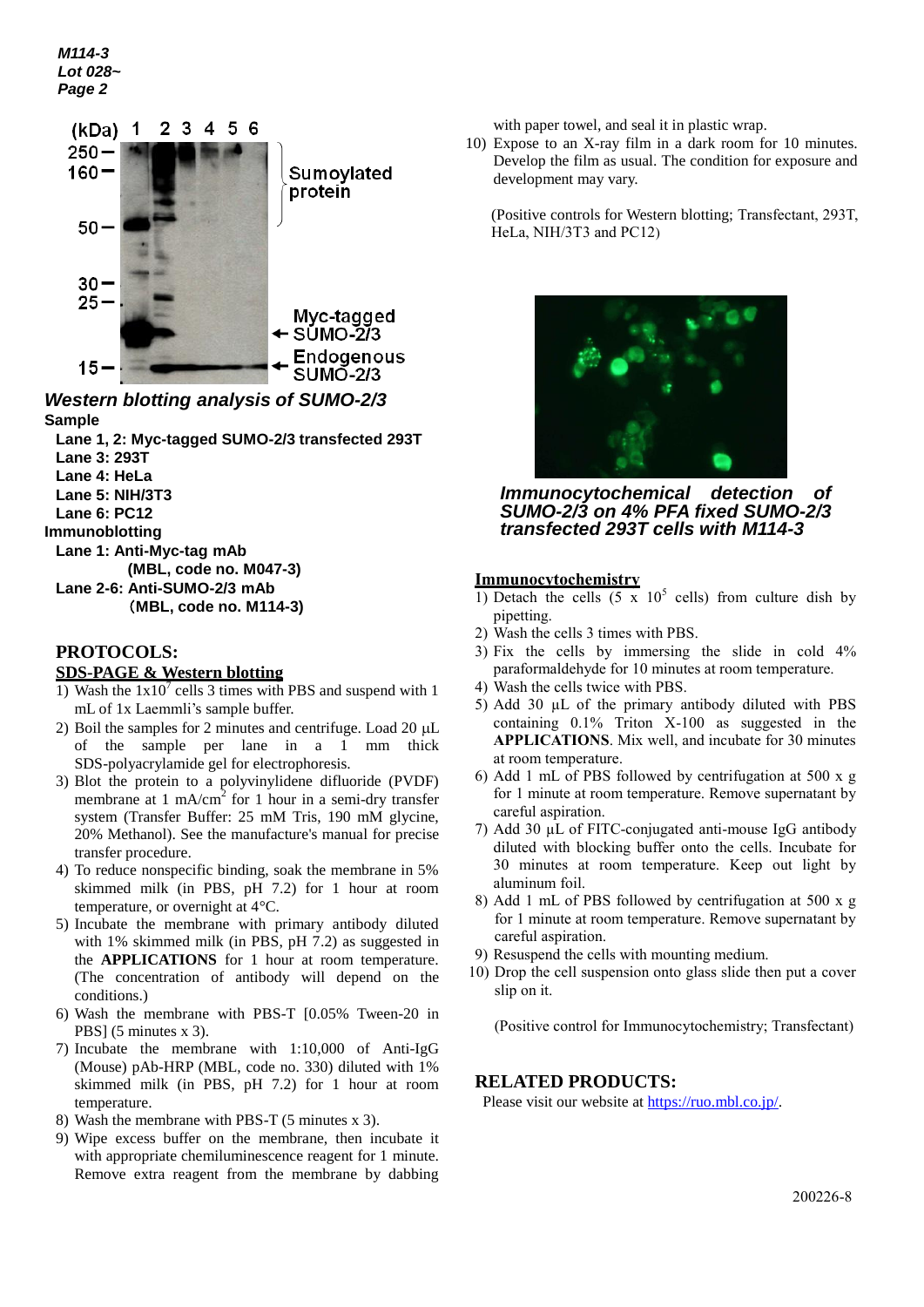(kDa) 1 2 3 4 5 6

250 –
160 –
50 –
30 –
25 –
15 –

Sumoylated protein

Myc-tagged SUMO-2/3

Endogenous SUMO-2/3

***Western blotting analysis of SUMO-2/3***

**Sample**

**Lane 1, 2: Myc-tagged SUMO-2/3 transfected 293T**
**Lane 3: 293T**
**Lane 4: HeLa**
**Lane 5: NIH/3T3**
**Lane 6: PC12**

**Immunoblotting**

**Lane 1: Anti-Myc-tag mAb (MBL, code no. M047-3)**
**Lane 2-6: Anti-SUMO-2/3 mAb (MBL, code no. M114-3)**

## PROTOCOLS:

### SDS-PAGE & Western blotting

1) Wash the $1 \times 10^7$ cells 3 times with PBS and suspend with 1 mL of 1x Laemmli's sample buffer.
2) Boil the samples for 2 minutes and centrifuge. Load 20 μL of the sample per lane in a 1 mm thick SDS-polyacrylamide gel for electrophoresis.
3) Blot the protein to a polyvinylidene difluoride (PVDF) membrane at 1 mA/$cm^2$ for 1 hour in a semi-dry transfer system (Transfer Buffer: 25 mM Tris, 190 mM glycine, 20% Methanol). See the manufacture's manual for precise transfer procedure.
4) To reduce nonspecific binding, soak the membrane in 5% skimmed milk (in PBS, pH 7.2) for 1 hour at room temperature, or overnight at 4°C.
5) Incubate the membrane with primary antibody diluted with 1% skimmed milk (in PBS, pH 7.2) as suggested in the **APPLICATIONS** for 1 hour at room temperature. (The concentration of antibody will depend on the conditions.)
6) Wash the membrane with PBS-T [0.05% Tween-20 in PBS] (5 minutes x 3).
7) Incubate the membrane with 1:10,000 of Anti-IgG (Mouse) pAb-HRP (MBL, code no. 330) diluted with 1% skimmed milk (in PBS, pH 7.2) for 1 hour at room temperature.
8) Wash the membrane with PBS-T (5 minutes x 3).
9) Wipe excess buffer on the membrane, then incubate it with appropriate chemiluminescence reagent for 1 minute. Remove extra reagent from the membrane by dabbing with paper towel, and seal it in plastic wrap.
10) Expose to an X-ray film in a dark room for 10 minutes. Develop the film as usual. The condition for exposure and development may vary.

(Positive controls for Western blotting; Transfectant, 293T, HeLa, NIH/3T3 and PC12)

***Immunocytochemical detection of SUMO-2/3 on 4% PFA fixed SUMO-2/3 transfected 293T cells with M114-3***

### Immunocytochemistry

1) Detach the cells ($5 \times 10^5$ cells) from culture dish by pipetting.
2) Wash the cells 3 times with PBS.
3) Fix the cells by immersing the slide in cold 4% paraformaldehyde for 10 minutes at room temperature.
4) Wash the cells twice with PBS.
5) Add 30 μL of the primary antibody diluted with PBS containing 0.1% Triton X-100 as suggested in the **APPLICATIONS**. Mix well, and incubate for 30 minutes at room temperature.
6) Add 1 mL of PBS followed by centrifugation at 500 x g for 1 minute at room temperature. Remove supernatant by careful aspiration.
7) Add 30 μL of FITC-conjugated anti-mouse IgG antibody diluted with blocking buffer onto the cells. Incubate for 30 minutes at room temperature. Keep out light by aluminum foil.
8) Add 1 mL of PBS followed by centrifugation at 500 x g for 1 minute at room temperature. Remove supernatant by careful aspiration.
9) Resuspend the cells with mounting medium.
10) Drop the cell suspension onto glass slide then put a cover slip on it.

(Positive control for Immunocytochemistry; Transfectant)

## RELATED PRODUCTS:

Please visit our website at https://ruo.mbl.co.jp/.

200226-8